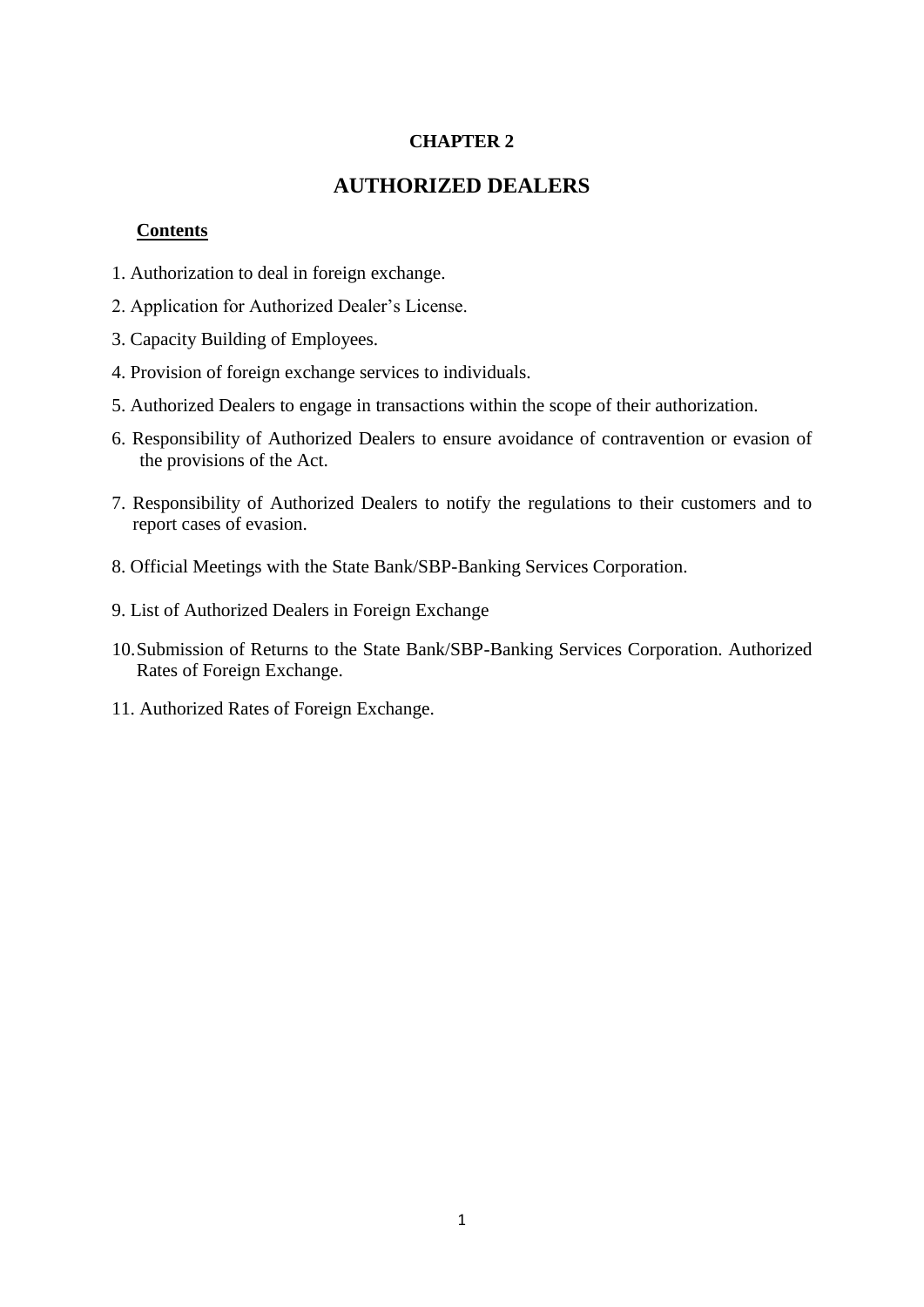# CHAPTER 2

## AUTHORIZED DEALERS

**Contents**

1. Authorization to deal in foreign exchange.
2. Application for Authorized Dealer's License.
3. Capacity Building of Employees.
4. Provision of foreign exchange services to individuals.
5. Authorized Dealers to engage in transactions within the scope of their authorization.
6. Responsibility of Authorized Dealers to ensure avoidance of contravention or evasion of the provisions of the Act.
7. Responsibility of Authorized Dealers to notify the regulations to their customers and to report cases of evasion.
8. Official Meetings with the State Bank/SBP-Banking Services Corporation.
9. List of Authorized Dealers in Foreign Exchange
10. Submission of Returns to the State Bank/SBP-Banking Services Corporation. Authorized Rates of Foreign Exchange.
11. Authorized Rates of Foreign Exchange.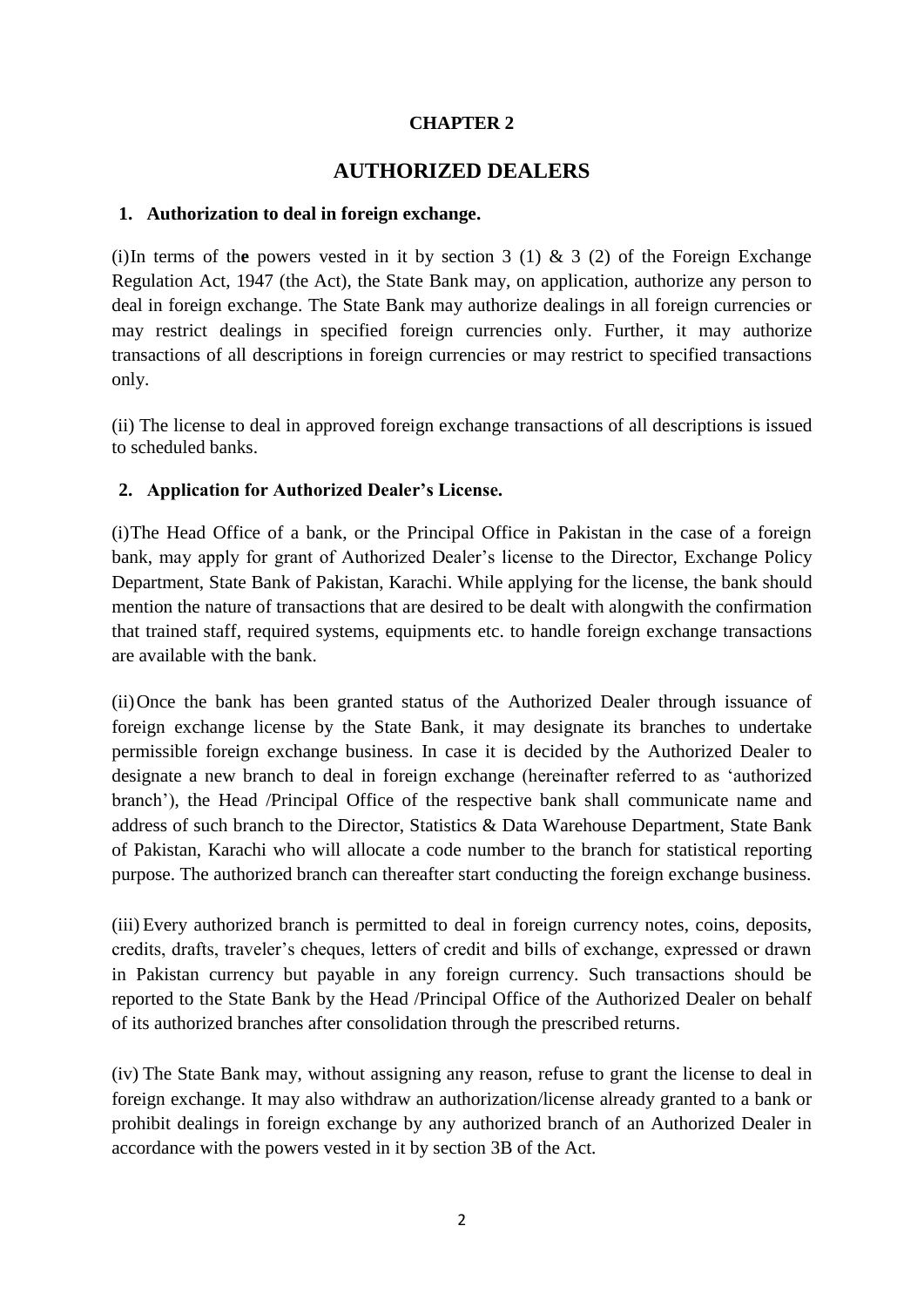# CHAPTER 2

## AUTHORIZED DEALERS

### 1. Authorization to deal in foreign exchange.

(i) In terms of the powers vested in it by section 3 (1) & 3 (2) of the Foreign Exchange Regulation Act, 1947 (the Act), the State Bank may, on application, authorize any person to deal in foreign exchange. The State Bank may authorize dealings in all foreign currencies or may restrict dealings in specified foreign currencies only. Further, it may authorize transactions of all descriptions in foreign currencies or may restrict to specified transactions only.

(ii) The license to deal in approved foreign exchange transactions of all descriptions is issued to scheduled banks.

### 2. Application for Authorized Dealer's License.

(i) The Head Office of a bank, or the Principal Office in Pakistan in the case of a foreign bank, may apply for grant of Authorized Dealer's license to the Director, Exchange Policy Department, State Bank of Pakistan, Karachi. While applying for the license, the bank should mention the nature of transactions that are desired to be dealt with alongwith the confirmation that trained staff, required systems, equipments etc. to handle foreign exchange transactions are available with the bank.

(ii) Once the bank has been granted status of the Authorized Dealer through issuance of foreign exchange license by the State Bank, it may designate its branches to undertake permissible foreign exchange business. In case it is decided by the Authorized Dealer to designate a new branch to deal in foreign exchange (hereinafter referred to as 'authorized branch'), the Head /Principal Office of the respective bank shall communicate name and address of such branch to the Director, Statistics & Data Warehouse Department, State Bank of Pakistan, Karachi who will allocate a code number to the branch for statistical reporting purpose. The authorized branch can thereafter start conducting the foreign exchange business.

(iii) Every authorized branch is permitted to deal in foreign currency notes, coins, deposits, credits, drafts, traveler's cheques, letters of credit and bills of exchange, expressed or drawn in Pakistan currency but payable in any foreign currency. Such transactions should be reported to the State Bank by the Head /Principal Office of the Authorized Dealer on behalf of its authorized branches after consolidation through the prescribed returns.

(iv) The State Bank may, without assigning any reason, refuse to grant the license to deal in foreign exchange. It may also withdraw an authorization/license already granted to a bank or prohibit dealings in foreign exchange by any authorized branch of an Authorized Dealer in accordance with the powers vested in it by section 3B of the Act.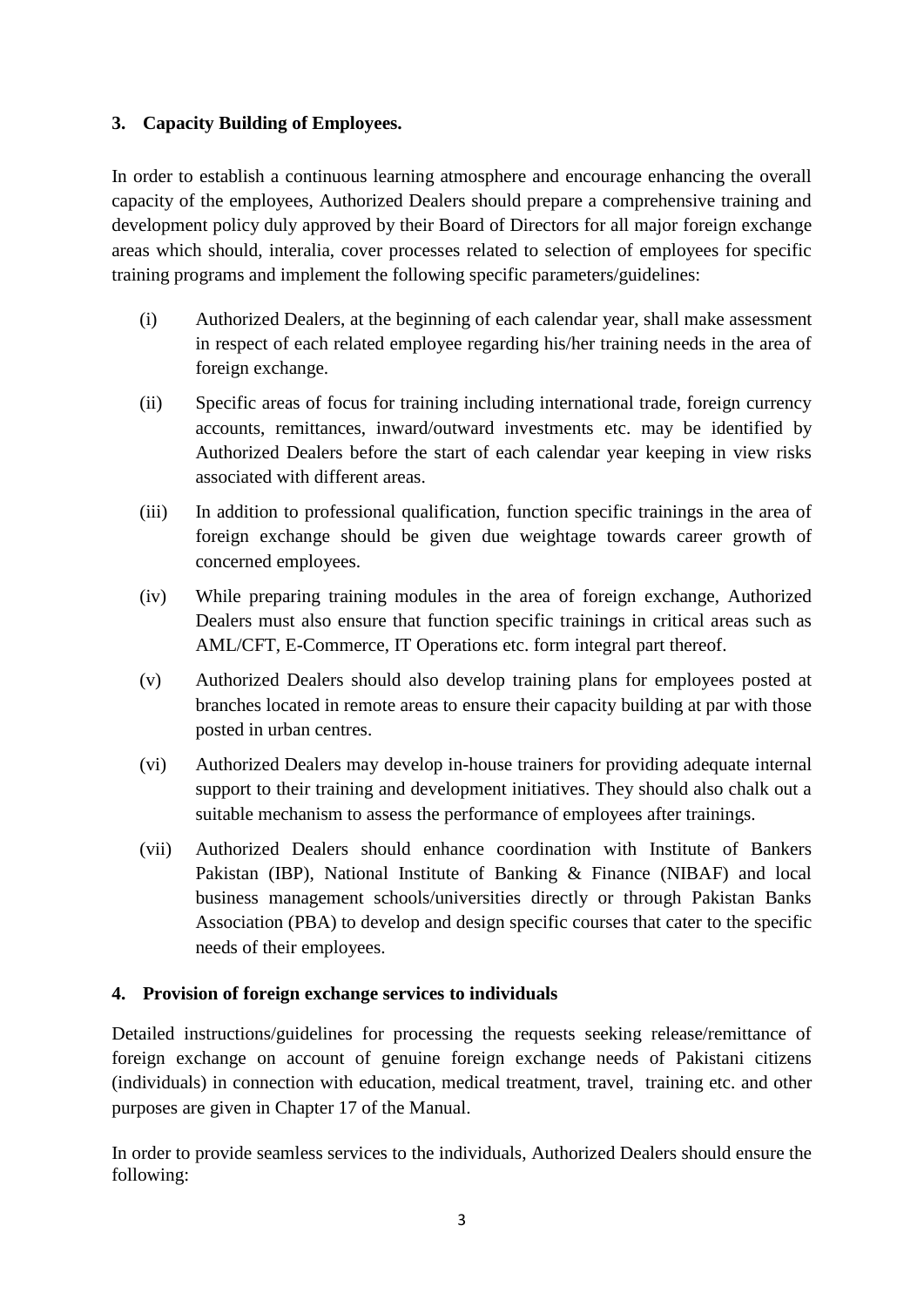**3. Capacity Building of Employees.**

In order to establish a continuous learning atmosphere and encourage enhancing the overall capacity of the employees, Authorized Dealers should prepare a comprehensive training and development policy duly approved by their Board of Directors for all major foreign exchange areas which should, interalia, cover processes related to selection of employees for specific training programs and implement the following specific parameters/guidelines:

(i) Authorized Dealers, at the beginning of each calendar year, shall make assessment in respect of each related employee regarding his/her training needs in the area of foreign exchange.

(ii) Specific areas of focus for training including international trade, foreign currency accounts, remittances, inward/outward investments etc. may be identified by Authorized Dealers before the start of each calendar year keeping in view risks associated with different areas.

(iii) In addition to professional qualification, function specific trainings in the area of foreign exchange should be given due weightage towards career growth of concerned employees.

(iv) While preparing training modules in the area of foreign exchange, Authorized Dealers must also ensure that function specific trainings in critical areas such as AML/CFT, E-Commerce, IT Operations etc. form integral part thereof.

(v) Authorized Dealers should also develop training plans for employees posted at branches located in remote areas to ensure their capacity building at par with those posted in urban centres.

(vi) Authorized Dealers may develop in-house trainers for providing adequate internal support to their training and development initiatives. They should also chalk out a suitable mechanism to assess the performance of employees after trainings.

(vii) Authorized Dealers should enhance coordination with Institute of Bankers Pakistan (IBP), National Institute of Banking & Finance (NIBAF) and local business management schools/universities directly or through Pakistan Banks Association (PBA) to develop and design specific courses that cater to the specific needs of their employees.

**4. Provision of foreign exchange services to individuals**

Detailed instructions/guidelines for processing the requests seeking release/remittance of foreign exchange on account of genuine foreign exchange needs of Pakistani citizens (individuals) in connection with education, medical treatment, travel, training etc. and other purposes are given in Chapter 17 of the Manual.

In order to provide seamless services to the individuals, Authorized Dealers should ensure the following: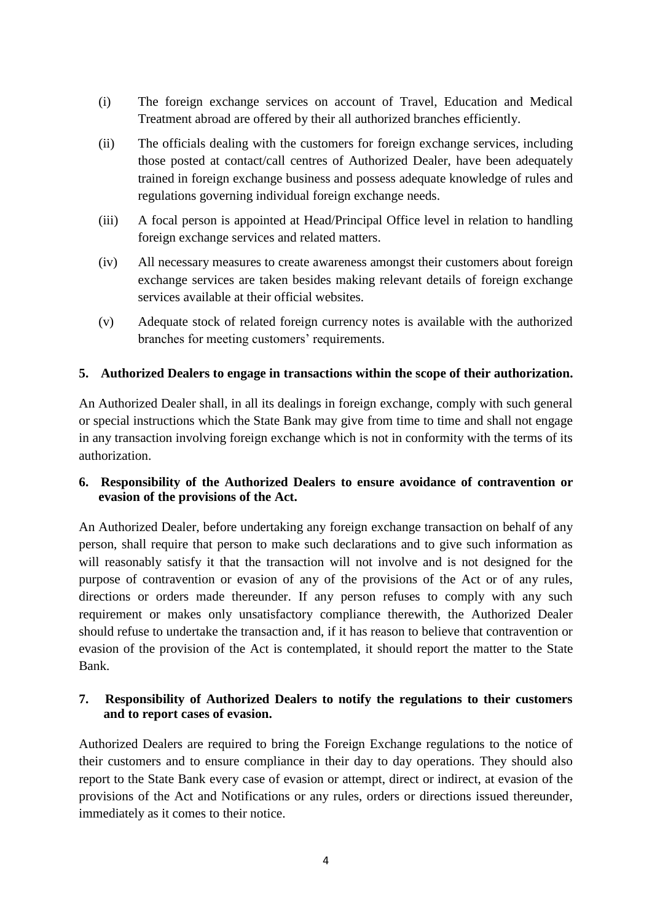(i) The foreign exchange services on account of Travel, Education and Medical Treatment abroad are offered by their all authorized branches efficiently.

(ii) The officials dealing with the customers for foreign exchange services, including those posted at contact/call centres of Authorized Dealer, have been adequately trained in foreign exchange business and possess adequate knowledge of rules and regulations governing individual foreign exchange needs.

(iii) A focal person is appointed at Head/Principal Office level in relation to handling foreign exchange services and related matters.

(iv) All necessary measures to create awareness amongst their customers about foreign exchange services are taken besides making relevant details of foreign exchange services available at their official websites.

(v) Adequate stock of related foreign currency notes is available with the authorized branches for meeting customers' requirements.

**5. Authorized Dealers to engage in transactions within the scope of their authorization.**

An Authorized Dealer shall, in all its dealings in foreign exchange, comply with such general or special instructions which the State Bank may give from time to time and shall not engage in any transaction involving foreign exchange which is not in conformity with the terms of its authorization.

**6. Responsibility of the Authorized Dealers to ensure avoidance of contravention or evasion of the provisions of the Act.**

An Authorized Dealer, before undertaking any foreign exchange transaction on behalf of any person, shall require that person to make such declarations and to give such information as will reasonably satisfy it that the transaction will not involve and is not designed for the purpose of contravention or evasion of any of the provisions of the Act or of any rules, directions or orders made thereunder. If any person refuses to comply with any such requirement or makes only unsatisfactory compliance therewith, the Authorized Dealer should refuse to undertake the transaction and, if it has reason to believe that contravention or evasion of the provision of the Act is contemplated, it should report the matter to the State Bank.

**7. Responsibility of Authorized Dealers to notify the regulations to their customers and to report cases of evasion.**

Authorized Dealers are required to bring the Foreign Exchange regulations to the notice of their customers and to ensure compliance in their day to day operations. They should also report to the State Bank every case of evasion or attempt, direct or indirect, at evasion of the provisions of the Act and Notifications or any rules, orders or directions issued thereunder, immediately as it comes to their notice.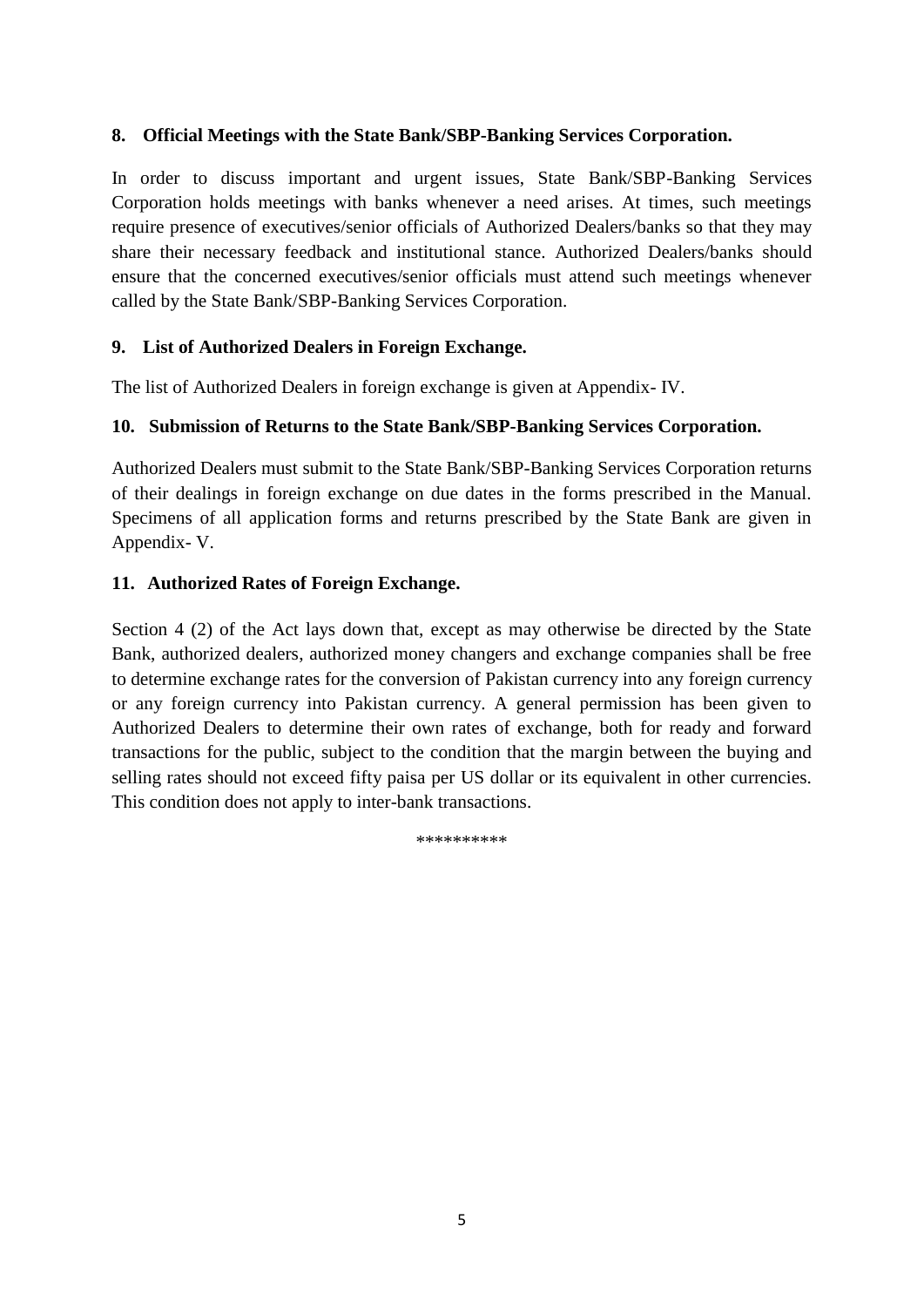**8. Official Meetings with the State Bank/SBP-Banking Services Corporation.**

In order to discuss important and urgent issues, State Bank/SBP-Banking Services Corporation holds meetings with banks whenever a need arises. At times, such meetings require presence of executives/senior officials of Authorized Dealers/banks so that they may share their necessary feedback and institutional stance. Authorized Dealers/banks should ensure that the concerned executives/senior officials must attend such meetings whenever called by the State Bank/SBP-Banking Services Corporation.

**9. List of Authorized Dealers in Foreign Exchange.**

The list of Authorized Dealers in foreign exchange is given at Appendix- IV.

**10. Submission of Returns to the State Bank/SBP-Banking Services Corporation.**

Authorized Dealers must submit to the State Bank/SBP-Banking Services Corporation returns of their dealings in foreign exchange on due dates in the forms prescribed in the Manual. Specimens of all application forms and returns prescribed by the State Bank are given in Appendix- V.

**11. Authorized Rates of Foreign Exchange.**

Section 4 (2) of the Act lays down that, except as may otherwise be directed by the State Bank, authorized dealers, authorized money changers and exchange companies shall be free to determine exchange rates for the conversion of Pakistan currency into any foreign currency or any foreign currency into Pakistan currency. A general permission has been given to Authorized Dealers to determine their own rates of exchange, both for ready and forward transactions for the public, subject to the condition that the margin between the buying and selling rates should not exceed fifty paisa per US dollar or its equivalent in other currencies. This condition does not apply to inter-bank transactions.

**********